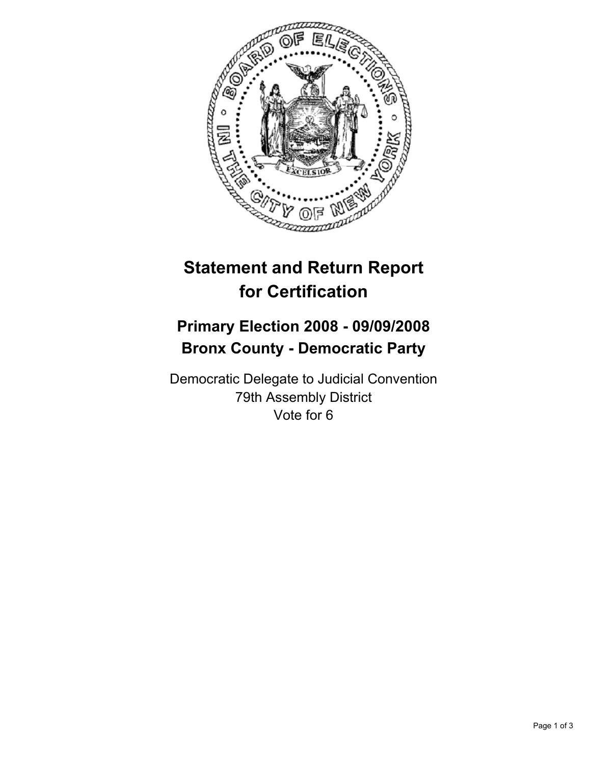# Statement and Return Report for Certification

## Primary Election 2008 - 09/09/2008
## Bronx County - Democratic Party

Democratic Delegate to Judicial Convention
79th Assembly District
Vote for 6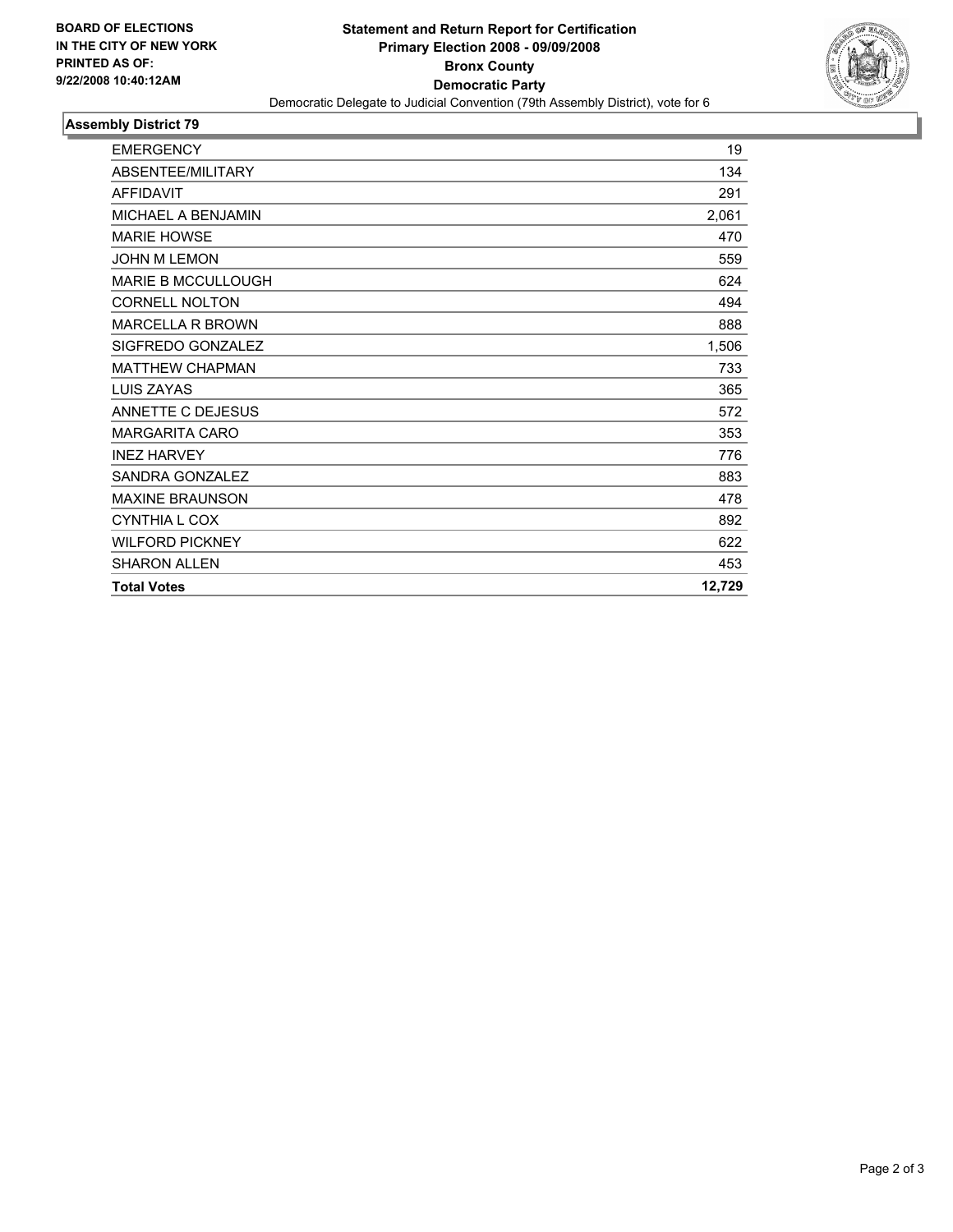**BOARD OF ELECTIONS IN THE CITY OF NEW YORK PRINTED AS OF: 9/22/2008 10:40:12AM**

# Statement and Return Report for Certification
## Primary Election 2008 - 09/09/2008
## Bronx County
## Democratic Party

Democratic Delegate to Judicial Convention (79th Assembly District), vote for 6

### Assembly District 79

| | |
|---|---|
| EMERGENCY | 19 |
| ABSENTEE/MILITARY | 134 |
| AFFIDAVIT | 291 |
| MICHAEL A BENJAMIN | 2,061 |
| MARIE HOWSE | 470 |
| JOHN M LEMON | 559 |
| MARIE B MCCULLOUGH | 624 |
| CORNELL NOLTON | 494 |
| MARCELLA R BROWN | 888 |
| SIGFREDO GONZALEZ | 1,506 |
| MATTHEW CHAPMAN | 733 |
| LUIS ZAYAS | 365 |
| ANNETTE C DEJESUS | 572 |
| MARGARITA CARO | 353 |
| INEZ HARVEY | 776 |
| SANDRA GONZALEZ | 883 |
| MAXINE BRAUNSON | 478 |
| CYNTHIA L COX | 892 |
| WILFORD PICKNEY | 622 |
| SHARON ALLEN | 453 |
| **Total Votes** | **12,729** |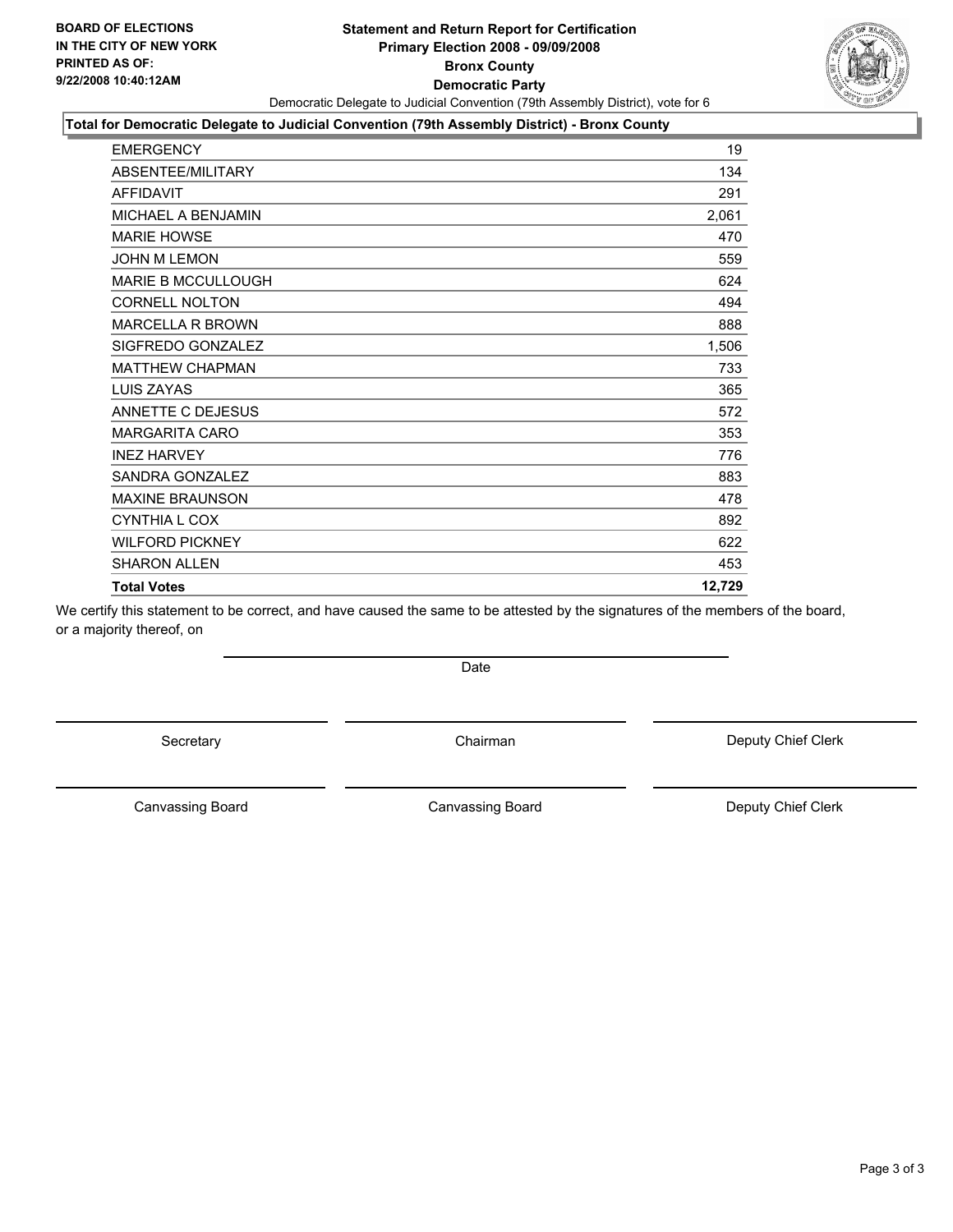**BOARD OF ELECTIONS IN THE CITY OF NEW YORK PRINTED AS OF: 9/22/2008 10:40:12AM**

# Statement and Return Report for Certification
## Primary Election 2008 - 09/09/2008
## Bronx County
## Democratic Party

Democratic Delegate to Judicial Convention (79th Assembly District), vote for 6

### Total for Democratic Delegate to Judicial Convention (79th Assembly District) - Bronx County

| | |
|---|---|
| EMERGENCY | 19 |
| ABSENTEE/MILITARY | 134 |
| AFFIDAVIT | 291 |
| MICHAEL A BENJAMIN | 2,061 |
| MARIE HOWSE | 470 |
| JOHN M LEMON | 559 |
| MARIE B MCCULLOUGH | 624 |
| CORNELL NOLTON | 494 |
| MARCELLA R BROWN | 888 |
| SIGFREDO GONZALEZ | 1,506 |
| MATTHEW CHAPMAN | 733 |
| LUIS ZAYAS | 365 |
| ANNETTE C DEJESUS | 572 |
| MARGARITA CARO | 353 |
| INEZ HARVEY | 776 |
| SANDRA GONZALEZ | 883 |
| MAXINE BRAUNSON | 478 |
| CYNTHIA L COX | 892 |
| WILFORD PICKNEY | 622 |
| SHARON ALLEN | 453 |
| **Total Votes** | **12,729** |

We certify this statement to be correct, and have caused the same to be attested by the signatures of the members of the board, or a majority thereof, on

Date

Secretary | Chairman | Deputy Chief Clerk

Canvassing Board | Canvassing Board | Deputy Chief Clerk